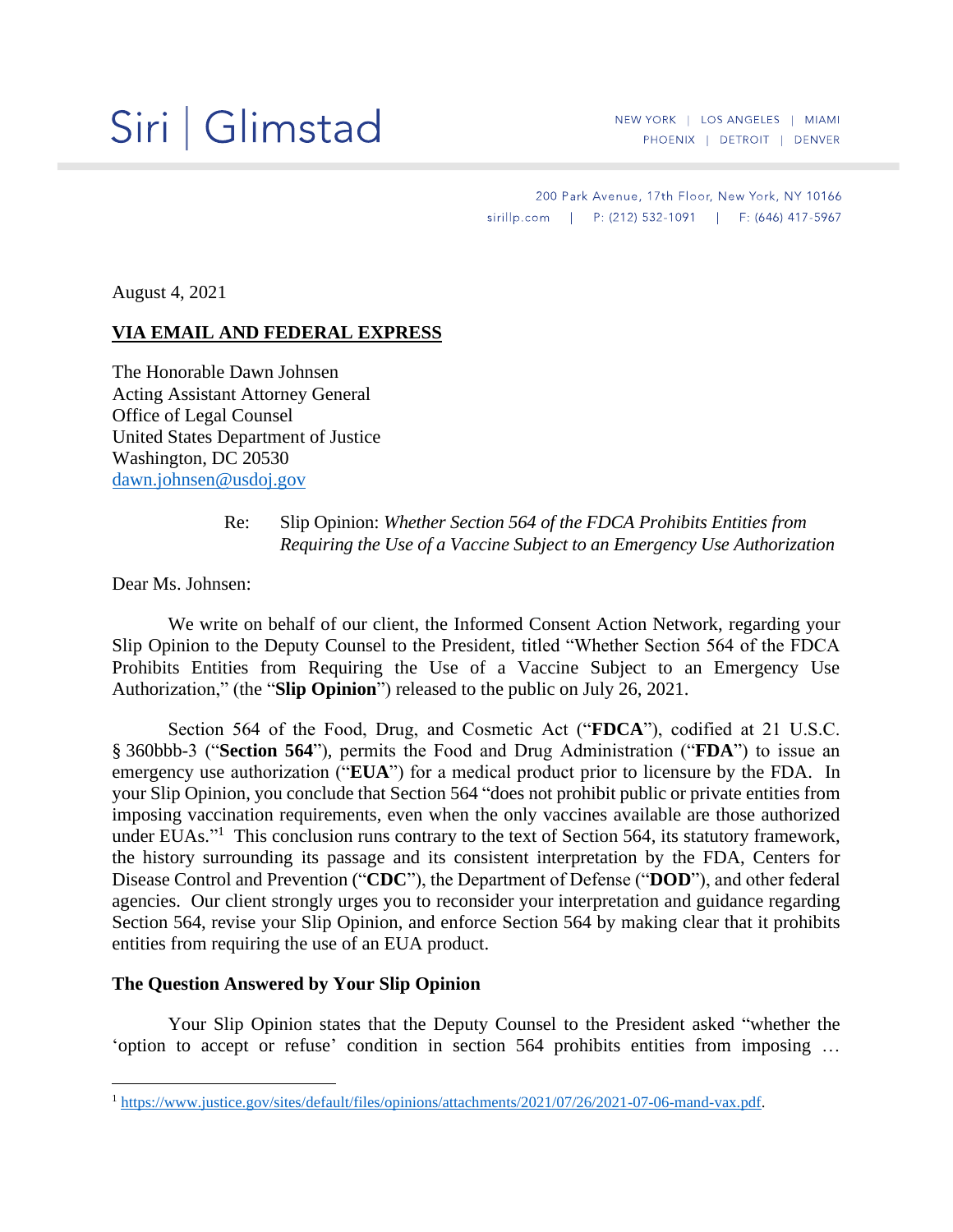# Siri | Glimstad

NEW YORK | LOS ANGELES | MIAMI
PHOENIX | DETROIT | DENVER

200 Park Avenue, 17th Floor, New York, NY 10166
sirillp.com | P: (212) 532-1091 | F: (646) 417-5967

August 4, 2021

**VIA EMAIL AND FEDERAL EXPRESS**

The Honorable Dawn Johnsen
Acting Assistant Attorney General
Office of Legal Counsel
United States Department of Justice
Washington, DC 20530
dawn.johnsen@usdoj.gov

Re: Slip Opinion: *Whether Section 564 of the FDCA Prohibits Entities from Requiring the Use of a Vaccine Subject to an Emergency Use Authorization*

Dear Ms. Johnsen:

We write on behalf of our client, the Informed Consent Action Network, regarding your Slip Opinion to the Deputy Counsel to the President, titled "Whether Section 564 of the FDCA Prohibits Entities from Requiring the Use of a Vaccine Subject to an Emergency Use Authorization," (the "**Slip Opinion**") released to the public on July 26, 2021.

Section 564 of the Food, Drug, and Cosmetic Act ("**FDCA**"), codified at 21 U.S.C. § 360bbb-3 ("**Section 564**"), permits the Food and Drug Administration ("**FDA**") to issue an emergency use authorization ("**EUA**") for a medical product prior to licensure by the FDA. In your Slip Opinion, you conclude that Section 564 "does not prohibit public or private entities from imposing vaccination requirements, even when the only vaccines available are those authorized under EUAs."[1] This conclusion runs contrary to the text of Section 564, its statutory framework, the history surrounding its passage and its consistent interpretation by the FDA, Centers for Disease Control and Prevention ("**CDC**"), the Department of Defense ("**DOD**"), and other federal agencies. Our client strongly urges you to reconsider your interpretation and guidance regarding Section 564, revise your Slip Opinion, and enforce Section 564 by making clear that it prohibits entities from requiring the use of an EUA product.

**The Question Answered by Your Slip Opinion**

Your Slip Opinion states that the Deputy Counsel to the President asked "whether the 'option to accept or refuse' condition in section 564 prohibits entities from imposing …

[1] https://www.justice.gov/sites/default/files/opinions/attachments/2021/07/26/2021-07-06-mand-vax.pdf.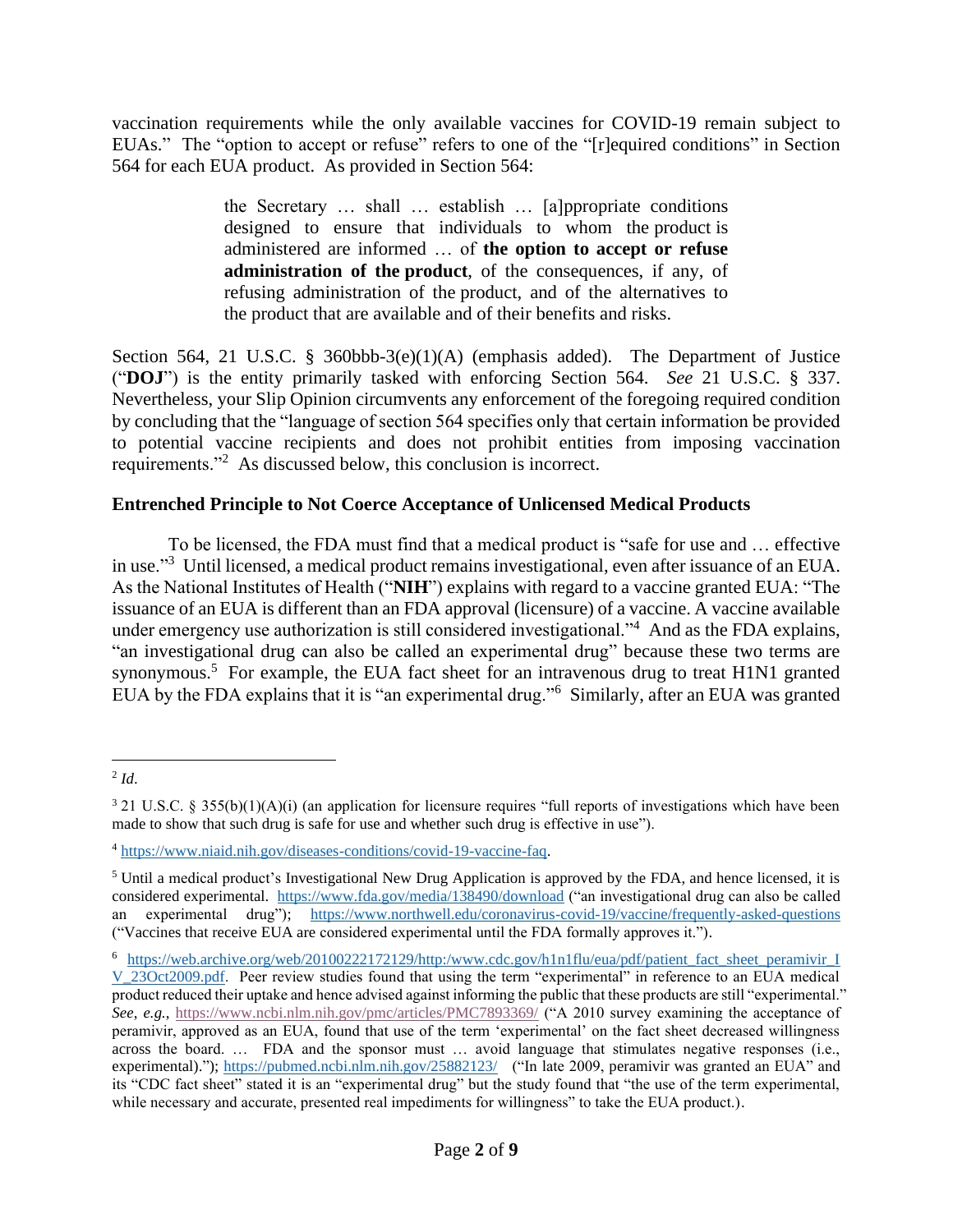vaccination requirements while the only available vaccines for COVID-19 remain subject to EUAs." The "option to accept or refuse" refers to one of the "[r]equired conditions" in Section 564 for each EUA product. As provided in Section 564:

> the Secretary … shall … establish … [a]ppropriate conditions designed to ensure that individuals to whom the product is administered are informed … of **the option to accept or refuse administration of the product**, of the consequences, if any, of refusing administration of the product, and of the alternatives to the product that are available and of their benefits and risks.

Section 564, 21 U.S.C. § 360bbb-3(e)(1)(A) (emphasis added). The Department of Justice ("**DOJ**") is the entity primarily tasked with enforcing Section 564. *See* 21 U.S.C. § 337. Nevertheless, your Slip Opinion circumvents any enforcement of the foregoing required condition by concluding that the "language of section 564 specifies only that certain information be provided to potential vaccine recipients and does not prohibit entities from imposing vaccination requirements."[2] As discussed below, this conclusion is incorrect.

### Entrenched Principle to Not Coerce Acceptance of Unlicensed Medical Products

To be licensed, the FDA must find that a medical product is "safe for use and … effective in use."[3] Until licensed, a medical product remains investigational, even after issuance of an EUA. As the National Institutes of Health ("**NIH**") explains with regard to a vaccine granted EUA: "The issuance of an EUA is different than an FDA approval (licensure) of a vaccine. A vaccine available under emergency use authorization is still considered investigational."[4] And as the FDA explains, "an investigational drug can also be called an experimental drug" because these two terms are synonymous.[5] For example, the EUA fact sheet for an intravenous drug to treat H1N1 granted EUA by the FDA explains that it is "an experimental drug."[6] Similarly, after an EUA was granted

---

[2] *Id*.

[3] 21 U.S.C. § 355(b)(1)(A)(i) (an application for licensure requires "full reports of investigations which have been made to show that such drug is safe for use and whether such drug is effective in use").

[4] https://www.niaid.nih.gov/diseases-conditions/covid-19-vaccine-faq.

[5] Until a medical product's Investigational New Drug Application is approved by the FDA, and hence licensed, it is considered experimental. https://www.fda.gov/media/138490/download ("an investigational drug can also be called an experimental drug"); https://www.northwell.edu/coronavirus-covid-19/vaccine/frequently-asked-questions ("Vaccines that receive EUA are considered experimental until the FDA formally approves it.").

[6] https://web.archive.org/web/20100222172129/http:/www.cdc.gov/h1n1flu/eua/pdf/patient_fact_sheet_peramivir_IV_23Oct2009.pdf. Peer review studies found that using the term "experimental" in reference to an EUA medical product reduced their uptake and hence advised against informing the public that these products are still "experimental." *See, e.g.,* https://www.ncbi.nlm.nih.gov/pmc/articles/PMC7893369/ ("A 2010 survey examining the acceptance of peramivir, approved as an EUA, found that use of the term 'experimental' on the fact sheet decreased willingness across the board. … FDA and the sponsor must … avoid language that stimulates negative responses (i.e., experimental)."); https://pubmed.ncbi.nlm.nih.gov/25882123/ ("In late 2009, peramivir was granted an EUA" and its "CDC fact sheet" stated it is an "experimental drug" but the study found that "the use of the term experimental, while necessary and accurate, presented real impediments for willingness" to take the EUA product.).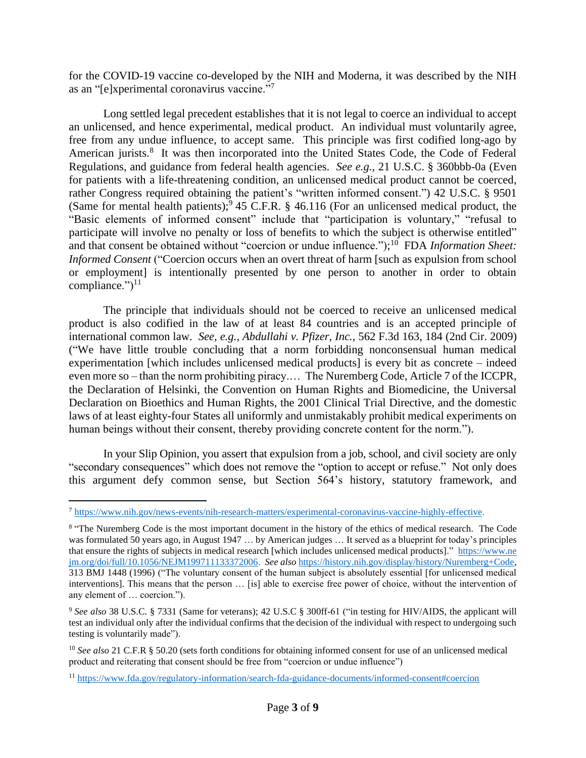for the COVID-19 vaccine co-developed by the NIH and Moderna, it was described by the NIH as an "[e]xperimental coronavirus vaccine."[7]

Long settled legal precedent establishes that it is not legal to coerce an individual to accept an unlicensed, and hence experimental, medical product. An individual must voluntarily agree, free from any undue influence, to accept same. This principle was first codified long-ago by American jurists.[8] It was then incorporated into the United States Code, the Code of Federal Regulations, and guidance from federal health agencies. *See e.g.*, 21 U.S.C. § 360bbb-0a (Even for patients with a life-threatening condition, an unlicensed medical product cannot be coerced, rather Congress required obtaining the patient's "written informed consent.") 42 U.S.C. § 9501 (Same for mental health patients);[9] 45 C.F.R. § 46.116 (For an unlicensed medical product, the "Basic elements of informed consent" include that "participation is voluntary," "refusal to participate will involve no penalty or loss of benefits to which the subject is otherwise entitled" and that consent be obtained without "coercion or undue influence.");[10] FDA *Information Sheet: Informed Consent* ("Coercion occurs when an overt threat of harm [such as expulsion from school or employment] is intentionally presented by one person to another in order to obtain compliance.")[11]

The principle that individuals should not be coerced to receive an unlicensed medical product is also codified in the law of at least 84 countries and is an accepted principle of international common law. *See, e.g., Abdullahi v. Pfizer, Inc.*, 562 F.3d 163, 184 (2nd Cir. 2009) ("We have little trouble concluding that a norm forbidding nonconsensual human medical experimentation [which includes unlicensed medical products] is every bit as concrete – indeed even more so – than the norm prohibiting piracy.… The Nuremberg Code, Article 7 of the ICCPR, the Declaration of Helsinki, the Convention on Human Rights and Biomedicine, the Universal Declaration on Bioethics and Human Rights, the 2001 Clinical Trial Directive, and the domestic laws of at least eighty-four States all uniformly and unmistakably prohibit medical experiments on human beings without their consent, thereby providing concrete content for the norm.").

In your Slip Opinion, you assert that expulsion from a job, school, and civil society are only "secondary consequences" which does not remove the "option to accept or refuse." Not only does this argument defy common sense, but Section 564's history, statutory framework, and

---

[7] https://www.nih.gov/news-events/nih-research-matters/experimental-coronavirus-vaccine-highly-effective.

[8] "The Nuremberg Code is the most important document in the history of the ethics of medical research. The Code was formulated 50 years ago, in August 1947 … by American judges … It served as a blueprint for today's principles that ensure the rights of subjects in medical research [which includes unlicensed medical products]." https://www.nejm.org/doi/full/10.1056/NEJM199711133372006. *See also* https://history.nih.gov/display/history/Nuremberg+Code, 313 BMJ 1448 (1996) ("The voluntary consent of the human subject is absolutely essential [for unlicensed medical interventions]. This means that the person … [is] able to exercise free power of choice, without the intervention of any element of … coercion.").

[9] *See also* 38 U.S.C. § 7331 (Same for veterans); 42 U.S.C § 300ff-61 ("in testing for HIV/AIDS, the applicant will test an individual only after the individual confirms that the decision of the individual with respect to undergoing such testing is voluntarily made").

[10] *See also* 21 C.F.R § 50.20 (sets forth conditions for obtaining informed consent for use of an unlicensed medical product and reiterating that consent should be free from "coercion or undue influence")

[11] https://www.fda.gov/regulatory-information/search-fda-guidance-documents/informed-consent#coercion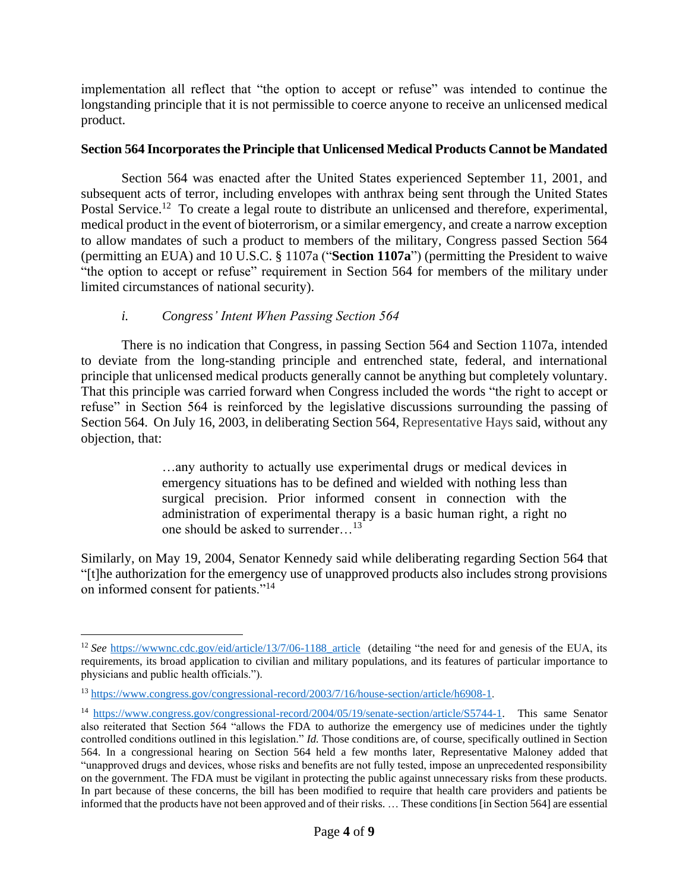implementation all reflect that "the option to accept or refuse" was intended to continue the longstanding principle that it is not permissible to coerce anyone to receive an unlicensed medical product.

**Section 564 Incorporates the Principle that Unlicensed Medical Products Cannot be Mandated**

Section 564 was enacted after the United States experienced September 11, 2001, and subsequent acts of terror, including envelopes with anthrax being sent through the United States Postal Service.[12] To create a legal route to distribute an unlicensed and therefore, experimental, medical product in the event of bioterrorism, or a similar emergency, and create a narrow exception to allow mandates of such a product to members of the military, Congress passed Section 564 (permitting an EUA) and 10 U.S.C. § 1107a ("**Section 1107a**") (permitting the President to waive "the option to accept or refuse" requirement in Section 564 for members of the military under limited circumstances of national security).

*i. Congress' Intent When Passing Section 564*

There is no indication that Congress, in passing Section 564 and Section 1107a, intended to deviate from the long-standing principle and entrenched state, federal, and international principle that unlicensed medical products generally cannot be anything but completely voluntary. That this principle was carried forward when Congress included the words "the right to accept or refuse" in Section 564 is reinforced by the legislative discussions surrounding the passing of Section 564. On July 16, 2003, in deliberating Section 564, Representative Hays said, without any objection, that:

> …any authority to actually use experimental drugs or medical devices in emergency situations has to be defined and wielded with nothing less than surgical precision. Prior informed consent in connection with the administration of experimental therapy is a basic human right, a right no one should be asked to surrender…[13]

Similarly, on May 19, 2004, Senator Kennedy said while deliberating regarding Section 564 that "[t]he authorization for the emergency use of unapproved products also includes strong provisions on informed consent for patients."[14]

---

[12] *See* https://wwwnc.cdc.gov/eid/article/13/7/06-1188_article (detailing "the need for and genesis of the EUA, its requirements, its broad application to civilian and military populations, and its features of particular importance to physicians and public health officials.").

[13] https://www.congress.gov/congressional-record/2003/7/16/house-section/article/h6908-1.

[14] https://www.congress.gov/congressional-record/2004/05/19/senate-section/article/S5744-1. This same Senator also reiterated that Section 564 "allows the FDA to authorize the emergency use of medicines under the tightly controlled conditions outlined in this legislation." *Id.* Those conditions are, of course, specifically outlined in Section 564. In a congressional hearing on Section 564 held a few months later, Representative Maloney added that "unapproved drugs and devices, whose risks and benefits are not fully tested, impose an unprecedented responsibility on the government. The FDA must be vigilant in protecting the public against unnecessary risks from these products. In part because of these concerns, the bill has been modified to require that health care providers and patients be informed that the products have not been approved and of their risks. … These conditions [in Section 564] are essential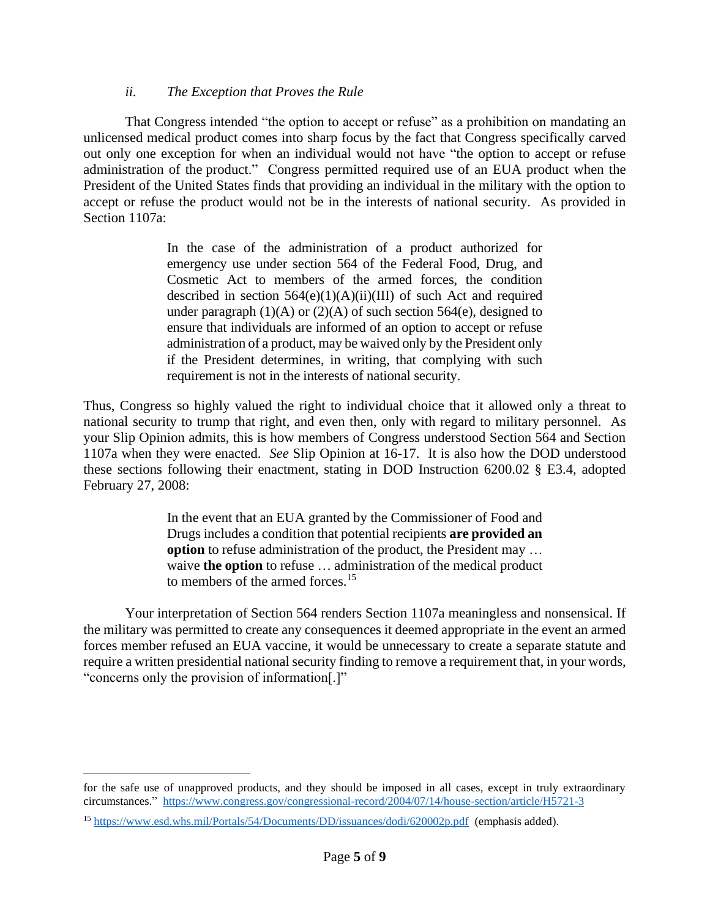### *ii. The Exception that Proves the Rule*

That Congress intended "the option to accept or refuse" as a prohibition on mandating an unlicensed medical product comes into sharp focus by the fact that Congress specifically carved out only one exception for when an individual would not have "the option to accept or refuse administration of the product." Congress permitted required use of an EUA product when the President of the United States finds that providing an individual in the military with the option to accept or refuse the product would not be in the interests of national security. As provided in Section 1107a:

> In the case of the administration of a product authorized for emergency use under section 564 of the Federal Food, Drug, and Cosmetic Act to members of the armed forces, the condition described in section 564(e)(1)(A)(ii)(III) of such Act and required under paragraph (1)(A) or (2)(A) of such section 564(e), designed to ensure that individuals are informed of an option to accept or refuse administration of a product, may be waived only by the President only if the President determines, in writing, that complying with such requirement is not in the interests of national security.

Thus, Congress so highly valued the right to individual choice that it allowed only a threat to national security to trump that right, and even then, only with regard to military personnel. As your Slip Opinion admits, this is how members of Congress understood Section 564 and Section 1107a when they were enacted. *See* Slip Opinion at 16-17. It is also how the DOD understood these sections following their enactment, stating in DOD Instruction 6200.02 § E3.4, adopted February 27, 2008:

> In the event that an EUA granted by the Commissioner of Food and Drugs includes a condition that potential recipients **are provided an option** to refuse administration of the product, the President may … waive **the option** to refuse … administration of the medical product to members of the armed forces.[15]

Your interpretation of Section 564 renders Section 1107a meaningless and nonsensical. If the military was permitted to create any consequences it deemed appropriate in the event an armed forces member refused an EUA vaccine, it would be unnecessary to create a separate statute and require a written presidential national security finding to remove a requirement that, in your words, "concerns only the provision of information[.]"

---

for the safe use of unapproved products, and they should be imposed in all cases, except in truly extraordinary circumstances." https://www.congress.gov/congressional-record/2004/07/14/house-section/article/H5721-3

[15] https://www.esd.whs.mil/Portals/54/Documents/DD/issuances/dodi/620002p.pdf (emphasis added).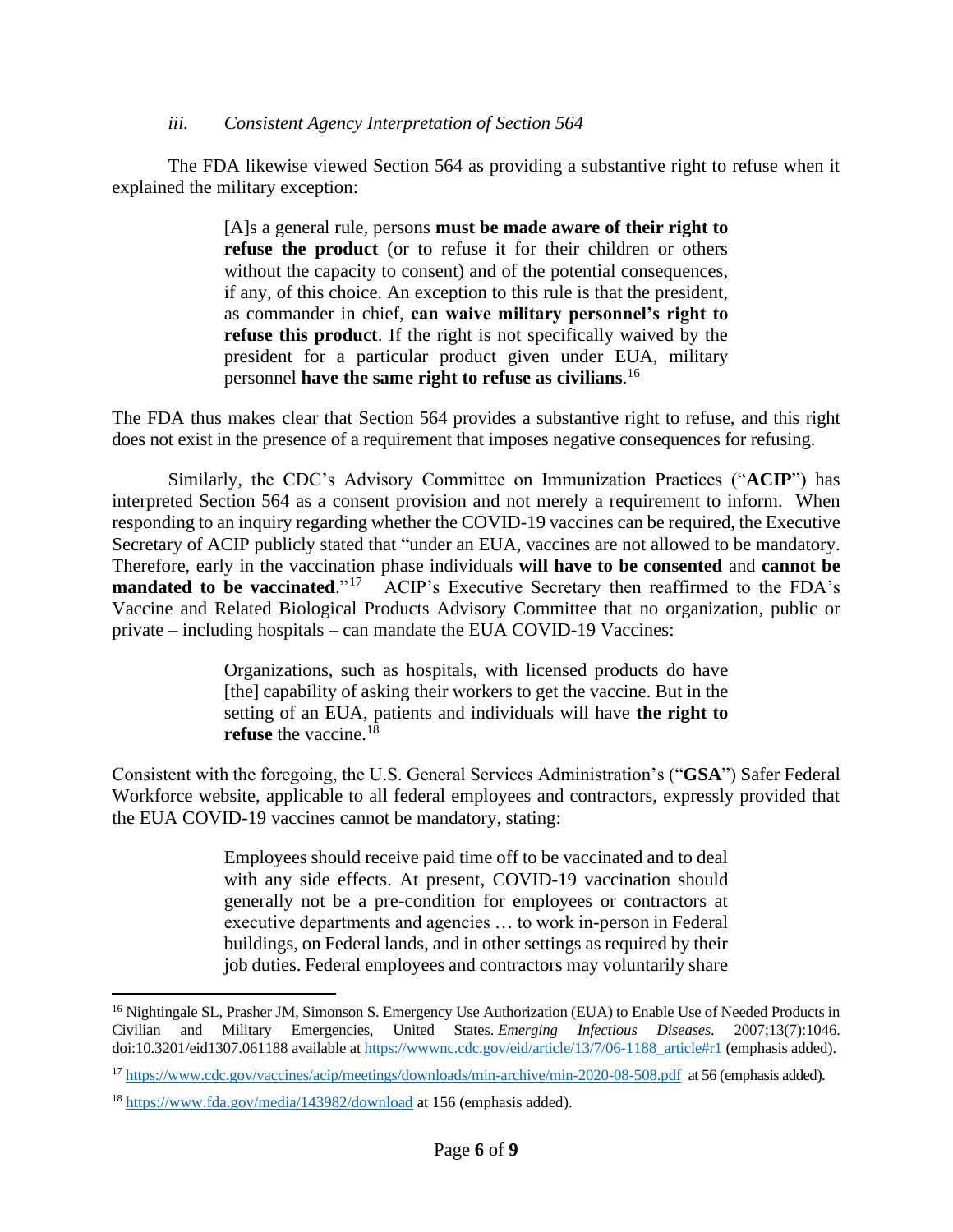### *iii. Consistent Agency Interpretation of Section 564*

The FDA likewise viewed Section 564 as providing a substantive right to refuse when it explained the military exception:

> [A]s a general rule, persons **must be made aware of their right to refuse the product** (or to refuse it for their children or others without the capacity to consent) and of the potential consequences, if any, of this choice. An exception to this rule is that the president, as commander in chief, **can waive military personnel's right to refuse this product**. If the right is not specifically waived by the president for a particular product given under EUA, military personnel **have the same right to refuse as civilians**.[16]

The FDA thus makes clear that Section 564 provides a substantive right to refuse, and this right does not exist in the presence of a requirement that imposes negative consequences for refusing.

Similarly, the CDC's Advisory Committee on Immunization Practices ("**ACIP**") has interpreted Section 564 as a consent provision and not merely a requirement to inform. When responding to an inquiry regarding whether the COVID-19 vaccines can be required, the Executive Secretary of ACIP publicly stated that "under an EUA, vaccines are not allowed to be mandatory. Therefore, early in the vaccination phase individuals **will have to be consented** and **cannot be mandated to be vaccinated**."[17] ACIP's Executive Secretary then reaffirmed to the FDA's Vaccine and Related Biological Products Advisory Committee that no organization, public or private – including hospitals – can mandate the EUA COVID-19 Vaccines:

> Organizations, such as hospitals, with licensed products do have [the] capability of asking their workers to get the vaccine. But in the setting of an EUA, patients and individuals will have **the right to refuse** the vaccine.[18]

Consistent with the foregoing, the U.S. General Services Administration's ("**GSA**") Safer Federal Workforce website, applicable to all federal employees and contractors, expressly provided that the EUA COVID-19 vaccines cannot be mandatory, stating:

> Employees should receive paid time off to be vaccinated and to deal with any side effects. At present, COVID-19 vaccination should generally not be a pre-condition for employees or contractors at executive departments and agencies … to work in-person in Federal buildings, on Federal lands, and in other settings as required by their job duties. Federal employees and contractors may voluntarily share

---

[16] Nightingale SL, Prasher JM, Simonson S. Emergency Use Authorization (EUA) to Enable Use of Needed Products in Civilian and Military Emergencies, United States. *Emerging Infectious Diseases*. 2007;13(7):1046. doi:10.3201/eid1307.061188 available at https://wwwnc.cdc.gov/eid/article/13/7/06-1188_article#r1 (emphasis added).

[17] https://www.cdc.gov/vaccines/acip/meetings/downloads/min-archive/min-2020-08-508.pdf at 56 (emphasis added).

[18] https://www.fda.gov/media/143982/download at 156 (emphasis added).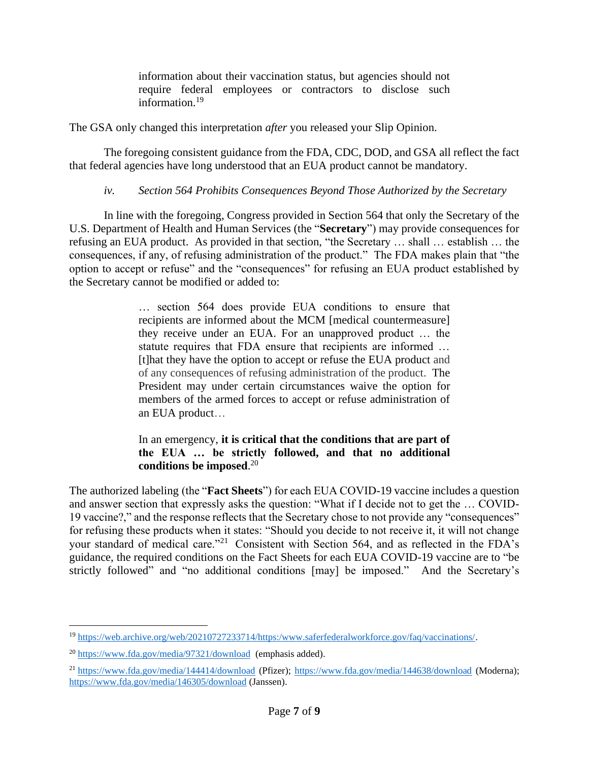> information about their vaccination status, but agencies should not require federal employees or contractors to disclose such information.[19]

The GSA only changed this interpretation *after* you released your Slip Opinion.

The foregoing consistent guidance from the FDA, CDC, DOD, and GSA all reflect the fact that federal agencies have long understood that an EUA product cannot be mandatory.

*iv. Section 564 Prohibits Consequences Beyond Those Authorized by the Secretary*

In line with the foregoing, Congress provided in Section 564 that only the Secretary of the U.S. Department of Health and Human Services (the "**Secretary**") may provide consequences for refusing an EUA product. As provided in that section, "the Secretary … shall … establish … the consequences, if any, of refusing administration of the product." The FDA makes plain that "the option to accept or refuse" and the "consequences" for refusing an EUA product established by the Secretary cannot be modified or added to:

> … section 564 does provide EUA conditions to ensure that recipients are informed about the MCM [medical countermeasure] they receive under an EUA. For an unapproved product … the statute requires that FDA ensure that recipients are informed … [t]hat they have the option to accept or refuse the EUA product and of any consequences of refusing administration of the product. The President may under certain circumstances waive the option for members of the armed forces to accept or refuse administration of an EUA product…
>
> In an emergency, **it is critical that the conditions that are part of the EUA … be strictly followed, and that no additional conditions be imposed**.[20]

The authorized labeling (the "**Fact Sheets**") for each EUA COVID-19 vaccine includes a question and answer section that expressly asks the question: "What if I decide not to get the … COVID-19 vaccine?," and the response reflects that the Secretary chose to not provide any "consequences" for refusing these products when it states: "Should you decide to not receive it, it will not change your standard of medical care."[21] Consistent with Section 564, and as reflected in the FDA's guidance, the required conditions on the Fact Sheets for each EUA COVID-19 vaccine are to "be strictly followed" and "no additional conditions [may] be imposed." And the Secretary's

---

[19] https://web.archive.org/web/20210727233714/https:/www.saferfederalworkforce.gov/faq/vaccinations/.

[20] https://www.fda.gov/media/97321/download (emphasis added).

[21] https://www.fda.gov/media/144414/download (Pfizer); https://www.fda.gov/media/144638/download (Moderna); https://www.fda.gov/media/146305/download (Janssen).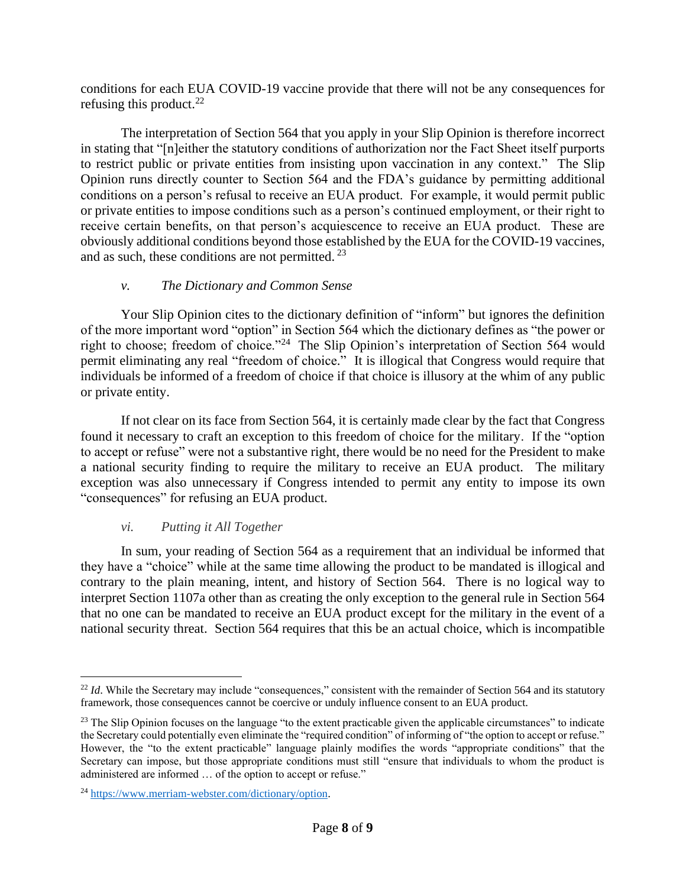conditions for each EUA COVID-19 vaccine provide that there will not be any consequences for refusing this product.[22]

The interpretation of Section 564 that you apply in your Slip Opinion is therefore incorrect in stating that "[n]either the statutory conditions of authorization nor the Fact Sheet itself purports to restrict public or private entities from insisting upon vaccination in any context." The Slip Opinion runs directly counter to Section 564 and the FDA's guidance by permitting additional conditions on a person's refusal to receive an EUA product. For example, it would permit public or private entities to impose conditions such as a person's continued employment, or their right to receive certain benefits, on that person's acquiescence to receive an EUA product. These are obviously additional conditions beyond those established by the EUA for the COVID-19 vaccines, and as such, these conditions are not permitted.[23]

### *v. The Dictionary and Common Sense*

Your Slip Opinion cites to the dictionary definition of "inform" but ignores the definition of the more important word "option" in Section 564 which the dictionary defines as "the power or right to choose; freedom of choice."[24] The Slip Opinion's interpretation of Section 564 would permit eliminating any real "freedom of choice." It is illogical that Congress would require that individuals be informed of a freedom of choice if that choice is illusory at the whim of any public or private entity.

If not clear on its face from Section 564, it is certainly made clear by the fact that Congress found it necessary to craft an exception to this freedom of choice for the military. If the "option to accept or refuse" were not a substantive right, there would be no need for the President to make a national security finding to require the military to receive an EUA product. The military exception was also unnecessary if Congress intended to permit any entity to impose its own "consequences" for refusing an EUA product.

### *vi. Putting it All Together*

In sum, your reading of Section 564 as a requirement that an individual be informed that they have a "choice" while at the same time allowing the product to be mandated is illogical and contrary to the plain meaning, intent, and history of Section 564. There is no logical way to interpret Section 1107a other than as creating the only exception to the general rule in Section 564 that no one can be mandated to receive an EUA product except for the military in the event of a national security threat. Section 564 requires that this be an actual choice, which is incompatible

---

[22] *Id*. While the Secretary may include "consequences," consistent with the remainder of Section 564 and its statutory framework, those consequences cannot be coercive or unduly influence consent to an EUA product.

[23] The Slip Opinion focuses on the language "to the extent practicable given the applicable circumstances" to indicate the Secretary could potentially even eliminate the "required condition" of informing of "the option to accept or refuse." However, the "to the extent practicable" language plainly modifies the words "appropriate conditions" that the Secretary can impose, but those appropriate conditions must still "ensure that individuals to whom the product is administered are informed … of the option to accept or refuse."

[24] https://www.merriam-webster.com/dictionary/option.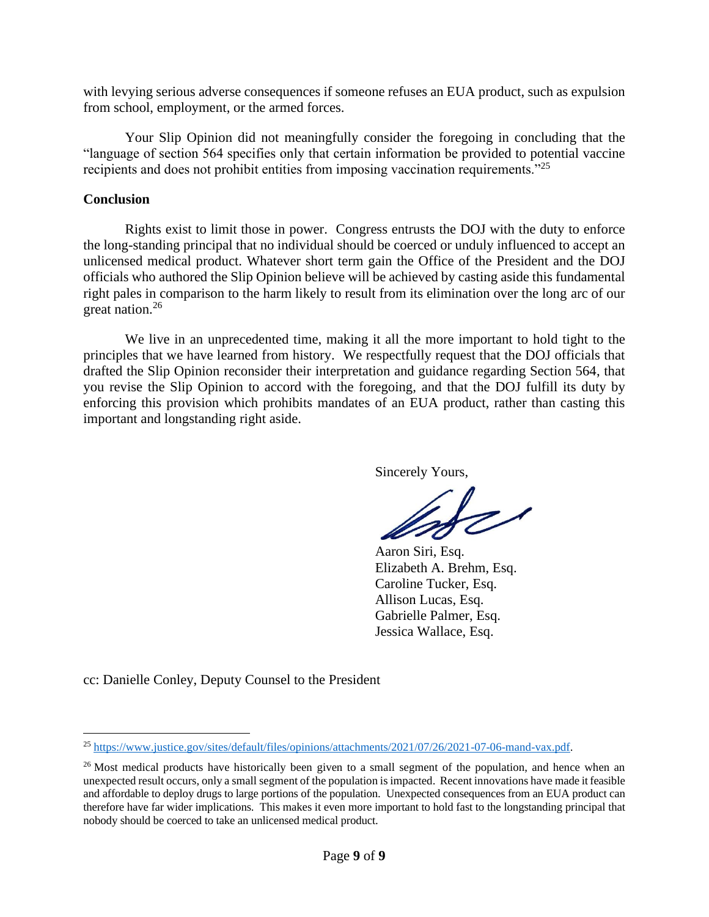with levying serious adverse consequences if someone refuses an EUA product, such as expulsion from school, employment, or the armed forces.

Your Slip Opinion did not meaningfully consider the foregoing in concluding that the "language of section 564 specifies only that certain information be provided to potential vaccine recipients and does not prohibit entities from imposing vaccination requirements."[25]

**Conclusion**

Rights exist to limit those in power. Congress entrusts the DOJ with the duty to enforce the long-standing principal that no individual should be coerced or unduly influenced to accept an unlicensed medical product. Whatever short term gain the Office of the President and the DOJ officials who authored the Slip Opinion believe will be achieved by casting aside this fundamental right pales in comparison to the harm likely to result from its elimination over the long arc of our great nation.[26]

We live in an unprecedented time, making it all the more important to hold tight to the principles that we have learned from history. We respectfully request that the DOJ officials that drafted the Slip Opinion reconsider their interpretation and guidance regarding Section 564, that you revise the Slip Opinion to accord with the foregoing, and that the DOJ fulfill its duty by enforcing this provision which prohibits mandates of an EUA product, rather than casting this important and longstanding right aside.

Sincerely Yours,

Aaron Siri, Esq.
Elizabeth A. Brehm, Esq.
Caroline Tucker, Esq.
Allison Lucas, Esq.
Gabrielle Palmer, Esq.
Jessica Wallace, Esq.

cc: Danielle Conley, Deputy Counsel to the President

---

[25] https://www.justice.gov/sites/default/files/opinions/attachments/2021/07/26/2021-07-06-mand-vax.pdf.

[26] Most medical products have historically been given to a small segment of the population, and hence when an unexpected result occurs, only a small segment of the population is impacted. Recent innovations have made it feasible and affordable to deploy drugs to large portions of the population. Unexpected consequences from an EUA product can therefore have far wider implications. This makes it even more important to hold fast to the longstanding principal that nobody should be coerced to take an unlicensed medical product.